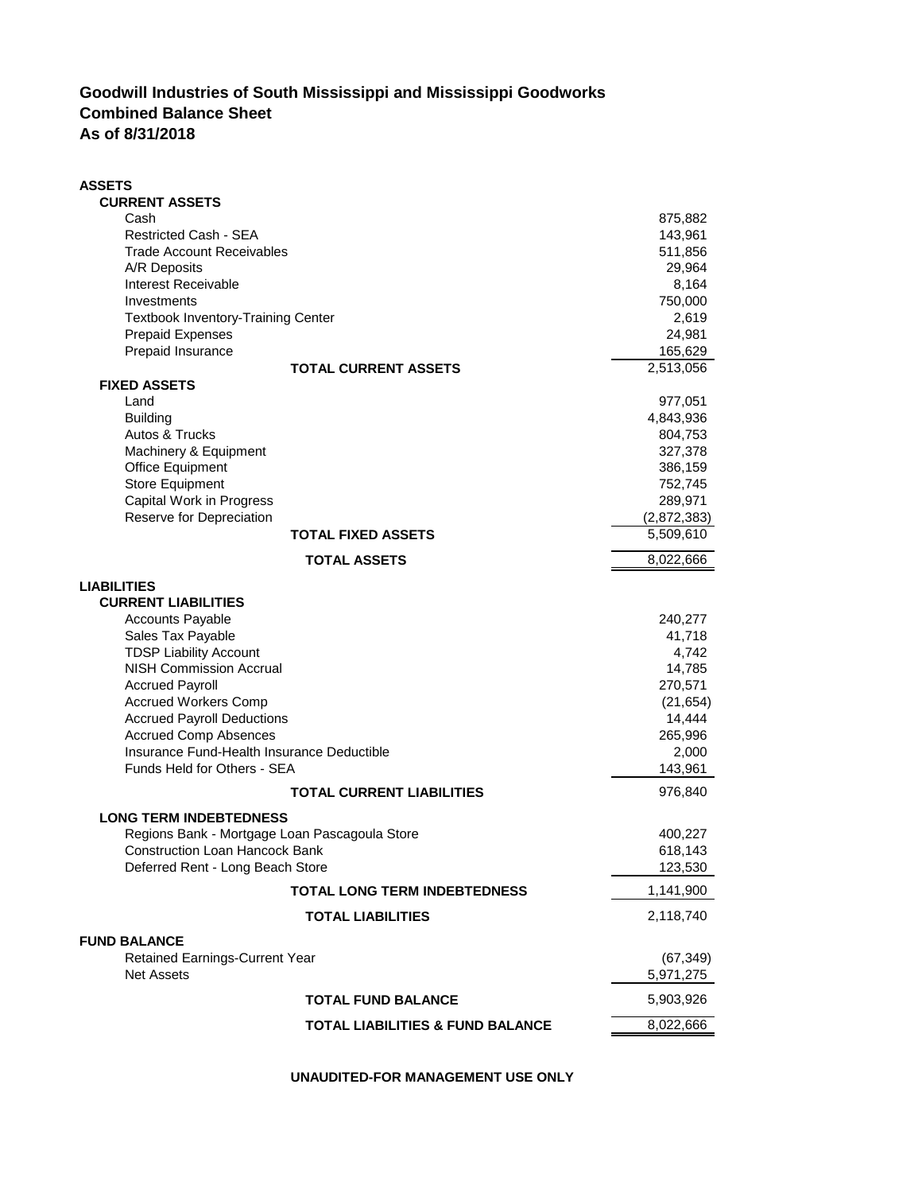# Goodwill Industries of South Mississippi and Mississippi Goodworks
## Combined Balance Sheet
## As of 8/31/2018

| | |
|---|---|
| **ASSETS** | |
| **CURRENT ASSETS** | |
| Cash | 875,882 |
| Restricted Cash - SEA | 143,961 |
| Trade Account Receivables | 511,856 |
| A/R Deposits | 29,964 |
| Interest Receivable | 8,164 |
| Investments | 750,000 |
| Textbook Inventory-Training Center | 2,619 |
| Prepaid Expenses | 24,981 |
| Prepaid Insurance | 165,629 |
| **TOTAL CURRENT ASSETS** | 2,513,056 |
| **FIXED ASSETS** | |
| Land | 977,051 |
| Building | 4,843,936 |
| Autos & Trucks | 804,753 |
| Machinery & Equipment | 327,378 |
| Office Equipment | 386,159 |
| Store Equipment | 752,745 |
| Capital Work in Progress | 289,971 |
| Reserve for Depreciation | (2,872,383) |
| **TOTAL FIXED ASSETS** | 5,509,610 |
| **TOTAL ASSETS** | 8,022,666 |
| **LIABILITIES** | |
| **CURRENT LIABILITIES** | |
| Accounts Payable | 240,277 |
| Sales Tax Payable | 41,718 |
| TDSP Liability Account | 4,742 |
| NISH Commission Accrual | 14,785 |
| Accrued Payroll | 270,571 |
| Accrued Workers Comp | (21,654) |
| Accrued Payroll Deductions | 14,444 |
| Accrued Comp Absences | 265,996 |
| Insurance Fund-Health Insurance Deductible | 2,000 |
| Funds Held for Others - SEA | 143,961 |
| **TOTAL CURRENT LIABILITIES** | 976,840 |
| **LONG TERM INDEBTEDNESS** | |
| Regions Bank - Mortgage Loan Pascagoula Store | 400,227 |
| Construction Loan Hancock Bank | 618,143 |
| Deferred Rent - Long Beach Store | 123,530 |
| **TOTAL LONG TERM INDEBTEDNESS** | 1,141,900 |
| **TOTAL LIABILITIES** | 2,118,740 |
| **FUND BALANCE** | |
| Retained Earnings-Current Year | (67,349) |
| Net Assets | 5,971,275 |
| **TOTAL FUND BALANCE** | 5,903,926 |
| **TOTAL LIABILITIES & FUND BALANCE** | 8,022,666 |

**UNAUDITED-FOR MANAGEMENT USE ONLY**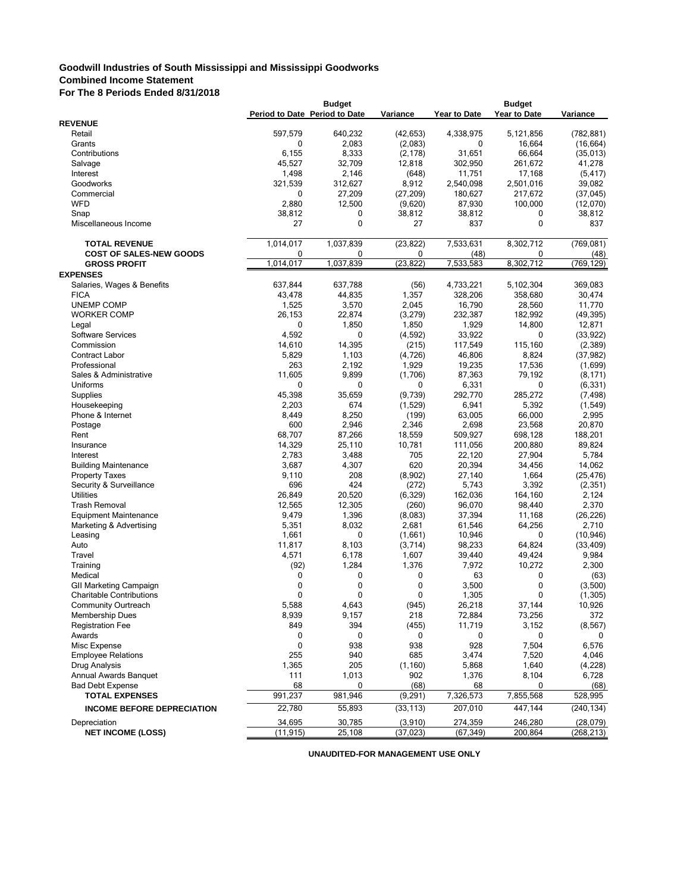**Goodwill Industries of South Mississippi and Mississippi Goodworks**
**Combined Income Statement**
**For The 8 Periods Ended 8/31/2018**

| | Period to Date | Budget Period to Date | Variance | Year to Date | Budget Year to Date | Variance |
|---|---|---|---|---|---|---|
| **REVENUE** | | | | | | |
| Retail | 597,579 | 640,232 | (42,653) | 4,338,975 | 5,121,856 | (782,881) |
| Grants | 0 | 2,083 | (2,083) | 0 | 16,664 | (16,664) |
| Contributions | 6,155 | 8,333 | (2,178) | 31,651 | 66,664 | (35,013) |
| Salvage | 45,527 | 32,709 | 12,818 | 302,950 | 261,672 | 41,278 |
| Interest | 1,498 | 2,146 | (648) | 11,751 | 17,168 | (5,417) |
| Goodworks | 321,539 | 312,627 | 8,912 | 2,540,098 | 2,501,016 | 39,082 |
| Commercial | 0 | 27,209 | (27,209) | 180,627 | 217,672 | (37,045) |
| WFD | 2,880 | 12,500 | (9,620) | 87,930 | 100,000 | (12,070) |
| Snap | 38,812 | 0 | 38,812 | 38,812 | 0 | 38,812 |
| Miscellaneous Income | 27 | 0 | 27 | 837 | 0 | 837 |
| **TOTAL REVENUE** | 1,014,017 | 1,037,839 | (23,822) | 7,533,631 | 8,302,712 | (769,081) |
| **COST OF SALES-NEW GOODS** | 0 | 0 | 0 | (48) | 0 | (48) |
| **GROSS PROFIT** | 1,014,017 | 1,037,839 | (23,822) | 7,533,583 | 8,302,712 | (769,129) |
| **EXPENSES** | | | | | | |
| Salaries, Wages & Benefits | 637,844 | 637,788 | (56) | 4,733,221 | 5,102,304 | 369,083 |
| FICA | 43,478 | 44,835 | 1,357 | 328,206 | 358,680 | 30,474 |
| UNEMP COMP | 1,525 | 3,570 | 2,045 | 16,790 | 28,560 | 11,770 |
| WORKER COMP | 26,153 | 22,874 | (3,279) | 232,387 | 182,992 | (49,395) |
| Legal | 0 | 1,850 | 1,850 | 1,929 | 14,800 | 12,871 |
| Software Services | 4,592 | 0 | (4,592) | 33,922 | 0 | (33,922) |
| Commission | 14,610 | 14,395 | (215) | 117,549 | 115,160 | (2,389) |
| Contract Labor | 5,829 | 1,103 | (4,726) | 46,806 | 8,824 | (37,982) |
| Professional | 263 | 2,192 | 1,929 | 19,235 | 17,536 | (1,699) |
| Sales & Administrative | 11,605 | 9,899 | (1,706) | 87,363 | 79,192 | (8,171) |
| Uniforms | 0 | 0 | 0 | 6,331 | 0 | (6,331) |
| Supplies | 45,398 | 35,659 | (9,739) | 292,770 | 285,272 | (7,498) |
| Housekeeping | 2,203 | 674 | (1,529) | 6,941 | 5,392 | (1,549) |
| Phone & Internet | 8,449 | 8,250 | (199) | 63,005 | 66,000 | 2,995 |
| Postage | 600 | 2,946 | 2,346 | 2,698 | 23,568 | 20,870 |
| Rent | 68,707 | 87,266 | 18,559 | 509,927 | 698,128 | 188,201 |
| Insurance | 14,329 | 25,110 | 10,781 | 111,056 | 200,880 | 89,824 |
| Interest | 2,783 | 3,488 | 705 | 22,120 | 27,904 | 5,784 |
| Building Maintenance | 3,687 | 4,307 | 620 | 20,394 | 34,456 | 14,062 |
| Property Taxes | 9,110 | 208 | (8,902) | 27,140 | 1,664 | (25,476) |
| Security & Surveillance | 696 | 424 | (272) | 5,743 | 3,392 | (2,351) |
| Utilities | 26,849 | 20,520 | (6,329) | 162,036 | 164,160 | 2,124 |
| Trash Removal | 12,565 | 12,305 | (260) | 96,070 | 98,440 | 2,370 |
| Equipment Maintenance | 9,479 | 1,396 | (8,083) | 37,394 | 11,168 | (26,226) |
| Marketing & Advertising | 5,351 | 8,032 | 2,681 | 61,546 | 64,256 | 2,710 |
| Leasing | 1,661 | 0 | (1,661) | 10,946 | 0 | (10,946) |
| Auto | 11,817 | 8,103 | (3,714) | 98,233 | 64,824 | (33,409) |
| Travel | 4,571 | 6,178 | 1,607 | 39,440 | 49,424 | 9,984 |
| Training | (92) | 1,284 | 1,376 | 7,972 | 10,272 | 2,300 |
| Medical | 0 | 0 | 0 | 63 | 0 | (63) |
| GII Marketing Campaign | 0 | 0 | 0 | 3,500 | 0 | (3,500) |
| Charitable Contributions | 0 | 0 | 0 | 1,305 | 0 | (1,305) |
| Community Ourtreach | 5,588 | 4,643 | (945) | 26,218 | 37,144 | 10,926 |
| Membership Dues | 8,939 | 9,157 | 218 | 72,884 | 73,256 | 372 |
| Registration Fee | 849 | 394 | (455) | 11,719 | 3,152 | (8,567) |
| Awards | 0 | 0 | 0 | 0 | 0 | 0 |
| Misc Expense | 0 | 938 | 938 | 928 | 7,504 | 6,576 |
| Employee Relations | 255 | 940 | 685 | 3,474 | 7,520 | 4,046 |
| Drug Analysis | 1,365 | 205 | (1,160) | 5,868 | 1,640 | (4,228) |
| Annual Awards Banquet | 111 | 1,013 | 902 | 1,376 | 8,104 | 6,728 |
| Bad Debt Expense | 68 | 0 | (68) | 68 | 0 | (68) |
| **TOTAL EXPENSES** | 991,237 | 981,946 | (9,291) | 7,326,573 | 7,855,568 | 528,995 |
| **INCOME BEFORE DEPRECIATION** | 22,780 | 55,893 | (33,113) | 207,010 | 447,144 | (240,134) |
| Depreciation | 34,695 | 30,785 | (3,910) | 274,359 | 246,280 | (28,079) |
| **NET INCOME (LOSS)** | (11,915) | 25,108 | (37,023) | (67,349) | 200,864 | (268,213) |

**UNAUDITED-FOR MANAGEMENT USE ONLY**